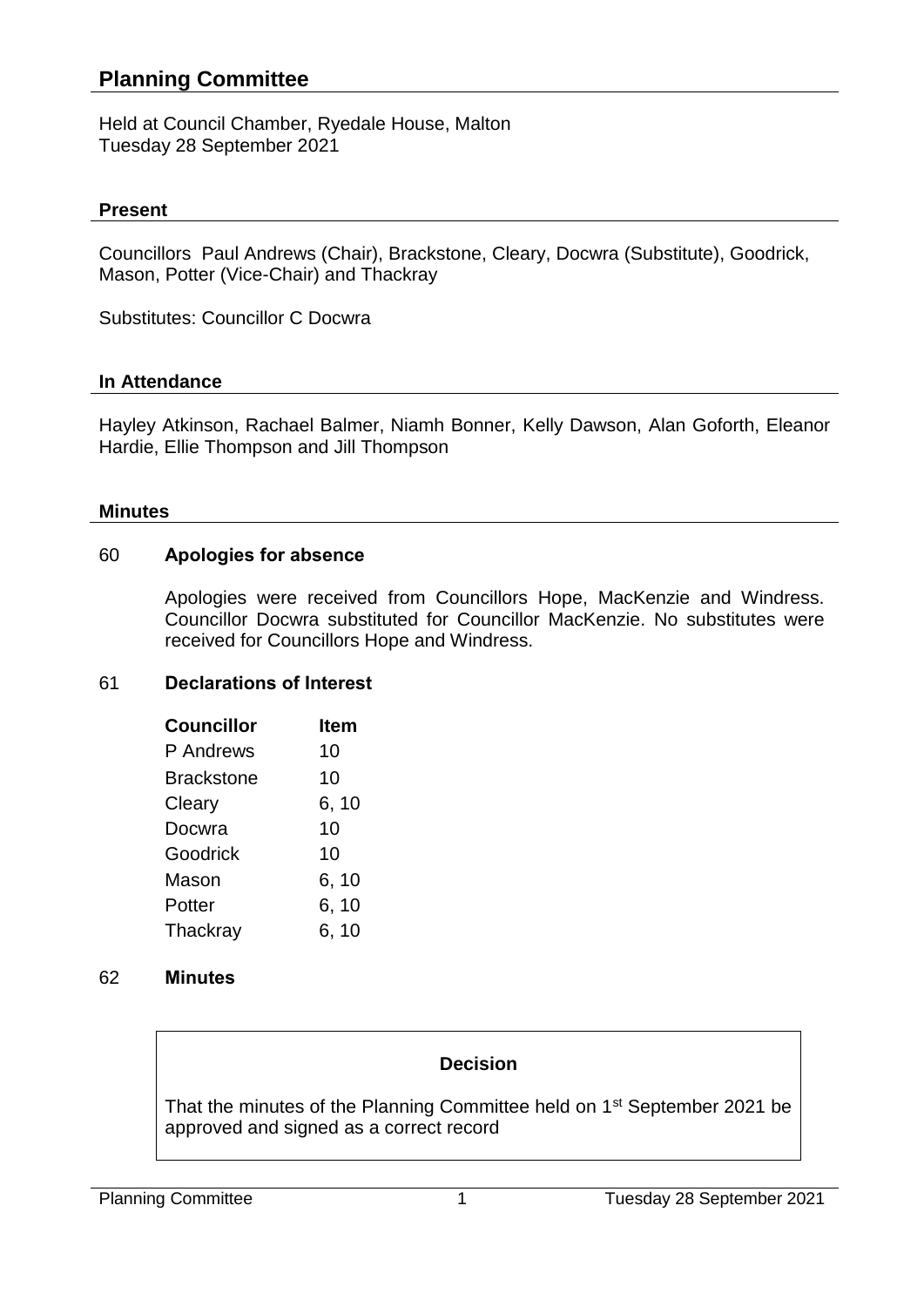# Planning Committee

Held at Council Chamber, Ryedale House, Malton
Tuesday 28 September 2021

## Present

Councillors Paul Andrews (Chair), Brackstone, Cleary, Docwra (Substitute), Goodrick, Mason, Potter (Vice-Chair) and Thackray

Substitutes: Councillor C Docwra

## In Attendance

Hayley Atkinson, Rachael Balmer, Niamh Bonner, Kelly Dawson, Alan Goforth, Eleanor Hardie, Ellie Thompson and Jill Thompson

## Minutes

### 60 Apologies for absence

Apologies were received from Councillors Hope, MacKenzie and Windress. Councillor Docwra substituted for Councillor MacKenzie. No substitutes were received for Councillors Hope and Windress.

### 61 Declarations of Interest

| Councillor | Item |
|---|---|
| P Andrews | 10 |
| Brackstone | 10 |
| Cleary | 6, 10 |
| Docwra | 10 |
| Goodrick | 10 |
| Mason | 6, 10 |
| Potter | 6, 10 |
| Thackray | 6, 10 |

### 62 Minutes

**Decision**

That the minutes of the Planning Committee held on 1st September 2021 be approved and signed as a correct record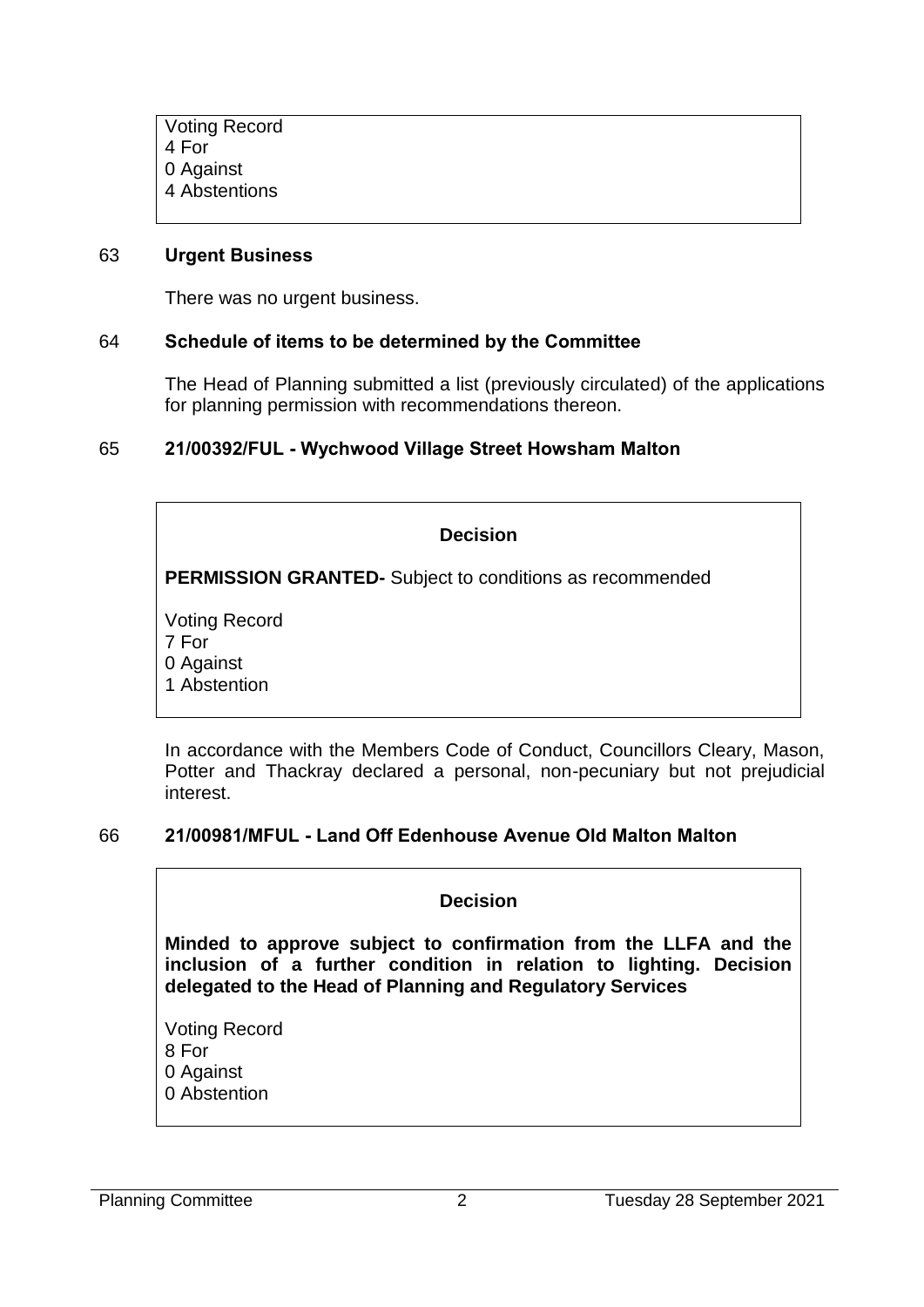Voting Record
4 For
0 Against
4 Abstentions

63 **Urgent Business**

There was no urgent business.

64 **Schedule of items to be determined by the Committee**

The Head of Planning submitted a list (previously circulated) of the applications for planning permission with recommendations thereon.

65 **21/00392/FUL - Wychwood Village Street Howsham Malton**

**Decision**

**PERMISSION GRANTED-** Subject to conditions as recommended

Voting Record
7 For
0 Against
1 Abstention

In accordance with the Members Code of Conduct, Councillors Cleary, Mason, Potter and Thackray declared a personal, non-pecuniary but not prejudicial interest.

66 **21/00981/MFUL - Land Off Edenhouse Avenue Old Malton Malton**

**Decision**

**Minded to approve subject to confirmation from the LLFA and the inclusion of a further condition in relation to lighting. Decision delegated to the Head of Planning and Regulatory Services**

Voting Record
8 For
0 Against
0 Abstention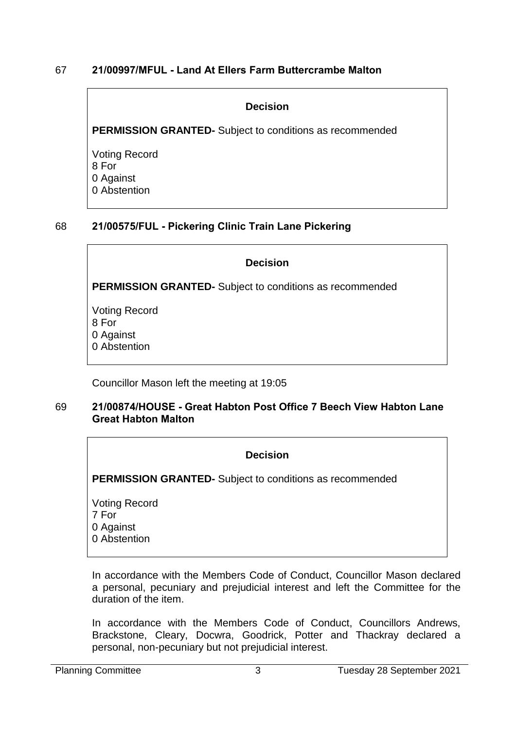## 67 21/00997/MFUL - Land At Ellers Farm Buttercrambe Malton

**Decision**

**PERMISSION GRANTED-** Subject to conditions as recommended

Voting Record
8 For
0 Against
0 Abstention

## 68 21/00575/FUL - Pickering Clinic Train Lane Pickering

**Decision**

**PERMISSION GRANTED-** Subject to conditions as recommended

Voting Record
8 For
0 Against
0 Abstention

Councillor Mason left the meeting at 19:05

## 69 21/00874/HOUSE - Great Habton Post Office 7 Beech View Habton Lane Great Habton Malton

**Decision**

**PERMISSION GRANTED-** Subject to conditions as recommended

Voting Record
7 For
0 Against
0 Abstention

In accordance with the Members Code of Conduct, Councillor Mason declared a personal, pecuniary and prejudicial interest and left the Committee for the duration of the item.

In accordance with the Members Code of Conduct, Councillors Andrews, Brackstone, Cleary, Docwra, Goodrick, Potter and Thackray declared a personal, non-pecuniary but not prejudicial interest.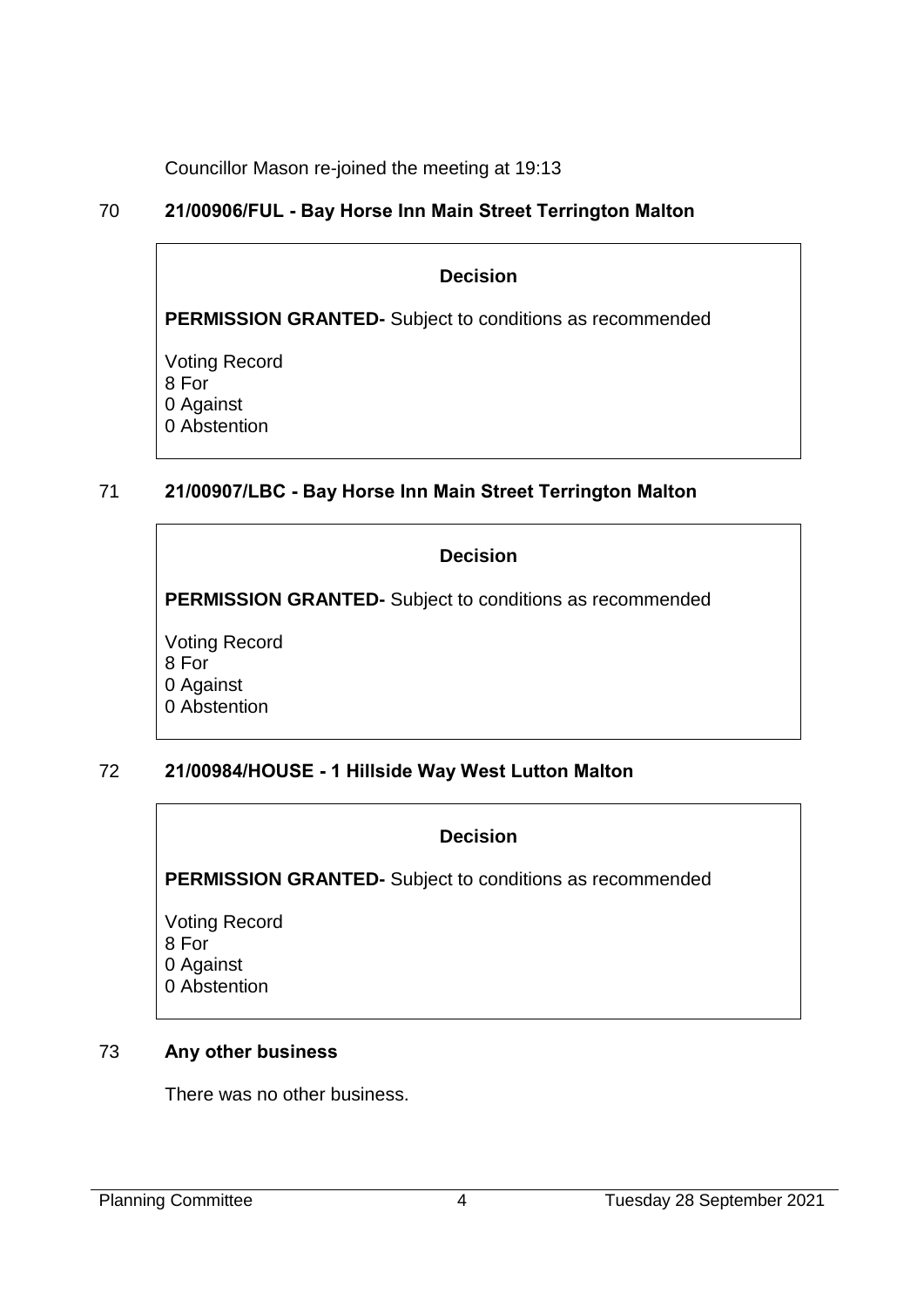Councillor Mason re-joined the meeting at 19:13

## 70 21/00906/FUL - Bay Horse Inn Main Street Terrington Malton

**Decision**

**PERMISSION GRANTED-** Subject to conditions as recommended

Voting Record
8 For
0 Against
0 Abstention

## 71 21/00907/LBC - Bay Horse Inn Main Street Terrington Malton

**Decision**

**PERMISSION GRANTED-** Subject to conditions as recommended

Voting Record
8 For
0 Against
0 Abstention

## 72 21/00984/HOUSE - 1 Hillside Way West Lutton Malton

**Decision**

**PERMISSION GRANTED-** Subject to conditions as recommended

Voting Record
8 For
0 Against
0 Abstention

## 73 Any other business

There was no other business.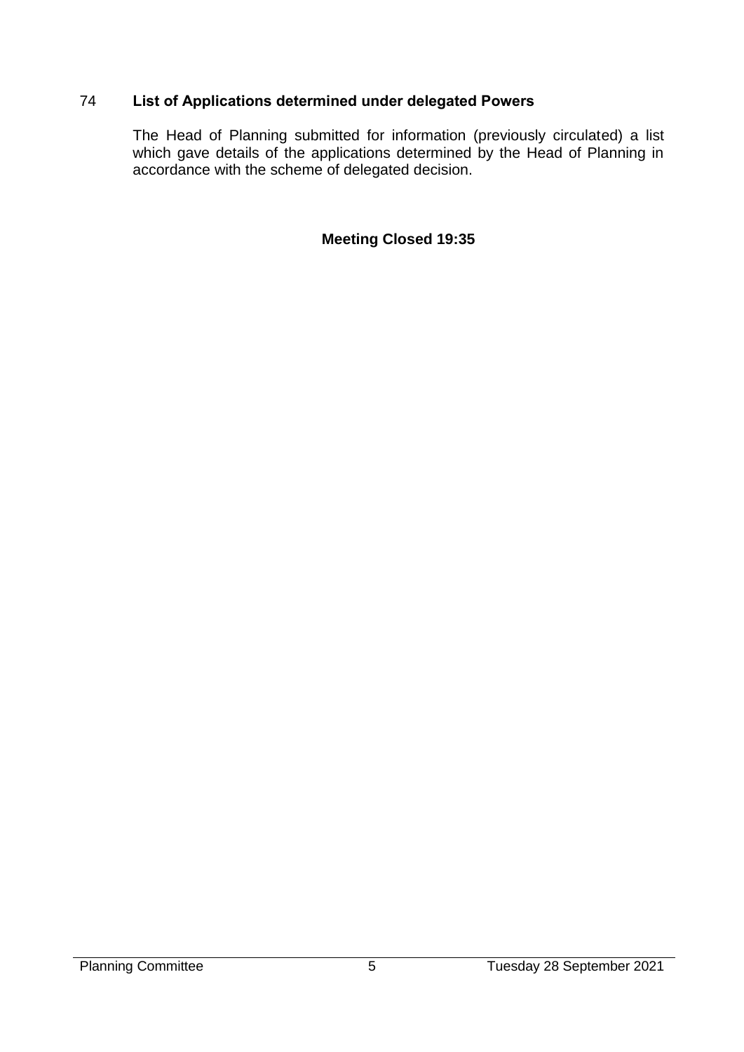### 74 List of Applications determined under delegated Powers

The Head of Planning submitted for information (previously circulated) a list which gave details of the applications determined by the Head of Planning in accordance with the scheme of delegated decision.

**Meeting Closed 19:35**